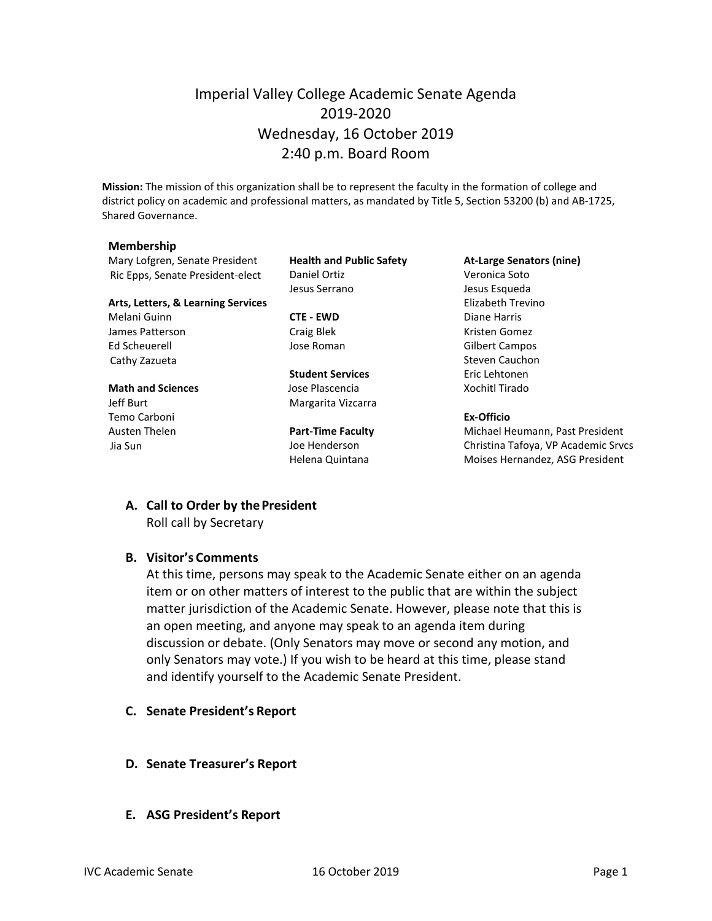# Imperial Valley College Academic Senate Agenda
## 2019-2020
## Wednesday, 16 October 2019
## 2:40 p.m. Board Room

**Mission:** The mission of this organization shall be to represent the faculty in the formation of college and district policy on academic and professional matters, as mandated by Title 5, Section 53200 (b) and AB-1725, Shared Governance.

### Membership

Mary Lofgren, Senate President
Ric Epps, Senate President-elect

**Arts, Letters, & Learning Services**
Melani Guinn
James Patterson
Ed Scheuerell
Cathy Zazueta

**Math and Sciences**
Jeff Burt
Temo Carboni
Austen Thelen
Jia Sun

**Health and Public Safety**
Daniel Ortiz
Jesus Serrano

**CTE - EWD**
Craig Blek
Jose Roman

**Student Services**
Jose Plascencia
Margarita Vizcarra

**Part-Time Faculty**
Joe Henderson
Helena Quintana

**At-Large Senators (nine)**
Veronica Soto
Jesus Esqueda
Elizabeth Trevino
Diane Harris
Kristen Gomez
Gilbert Campos
Steven Cauchon
Eric Lehtonen
Xochitl Tirado

**Ex-Officio**
Michael Heumann, Past President
Christina Tafoya, VP Academic Srvcs
Moises Hernandez, ASG President

**A. Call to Order by the President**
Roll call by Secretary

**B. Visitor's Comments**
At this time, persons may speak to the Academic Senate either on an agenda item or on other matters of interest to the public that are within the subject matter jurisdiction of the Academic Senate. However, please note that this is an open meeting, and anyone may speak to an agenda item during discussion or debate. (Only Senators may move or second any motion, and only Senators may vote.) If you wish to be heard at this time, please stand and identify yourself to the Academic Senate President.

**C. Senate President's Report**

**D. Senate Treasurer's Report**

**E. ASG President's Report**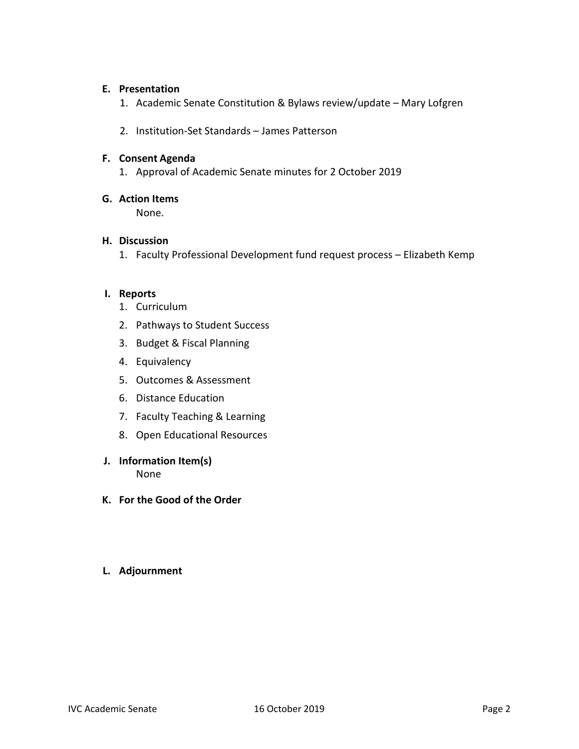**E. Presentation**

1. Academic Senate Constitution & Bylaws review/update – Mary Lofgren
2. Institution-Set Standards – James Patterson

**F. Consent Agenda**

1. Approval of Academic Senate minutes for 2 October 2019

**G. Action Items**

None.

**H. Discussion**

1. Faculty Professional Development fund request process – Elizabeth Kemp

**I. Reports**

1. Curriculum
2. Pathways to Student Success
3. Budget & Fiscal Planning
4. Equivalency
5. Outcomes & Assessment
6. Distance Education
7. Faculty Teaching & Learning
8. Open Educational Resources

**J. Information Item(s)**

None

**K. For the Good of the Order**

**L. Adjournment**